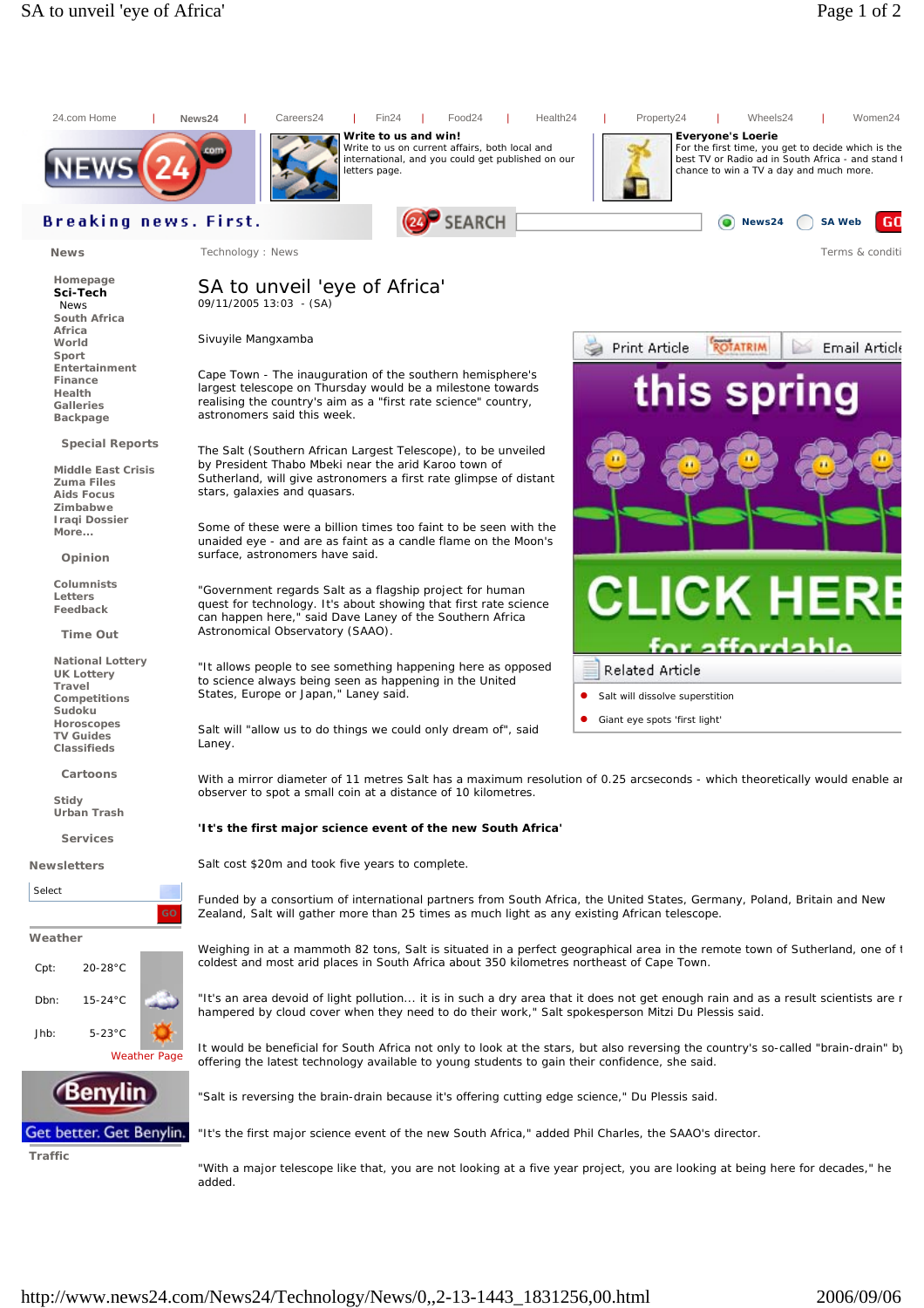# SA to unveil 'eye of Africa'

09/11/2005 13:03 - (SA)

Sivuyile Mangxamba

Cape Town - The inauguration of the southern hemisphere's largest telescope on Thursday would be a milestone towards realising the country's aim as a "first rate science" country, astronomers said this week.

The Salt (Southern African Largest Telescope), to be unveiled by President Thabo Mbeki near the arid Karoo town of Sutherland, will give astronomers a first rate glimpse of distant stars, galaxies and quasars.

Some of these were a billion times too faint to be seen with the unaided eye - and are as faint as a candle flame on the Moon's surface, astronomers have said.

"Government regards Salt as a flagship project for human quest for technology. It's about showing that first rate science can happen here," said Dave Laney of the Southern Africa Astronomical Observatory (SAAO).

"It allows people to see something happening here as opposed to science always being seen as happening in the United States, Europe or Japan," Laney said.

Salt will "allow us to do things we could only dream of", said Laney.

With a mirror diameter of 11 metres Salt has a maximum resolution of 0.25 arcseconds - which theoretically would enable an observer to spot a small coin at a distance of 10 kilometres.

**'It's the first major science event of the new South Africa'**

Salt cost $20m and took five years to complete.

Funded by a consortium of international partners from South Africa, the United States, Germany, Poland, Britain and New Zealand, Salt will gather more than 25 times as much light as any existing African telescope.

Weighing in at a mammoth 82 tons, Salt is situated in a perfect geographical area in the remote town of Sutherland, one of the coldest and most arid places in South Africa about 350 kilometres northeast of Cape Town.

"It's an area devoid of light pollution... it is in such a dry area that it does not get enough rain and as a result scientists are not hampered by cloud cover when they need to do their work," Salt spokesperson Mitzi Du Plessis said.

It would be beneficial for South Africa not only to look at the stars, but also reversing the country's so-called "brain-drain" by offering the latest technology available to young students to gain their confidence, she said.

"Salt is reversing the brain-drain because it's offering cutting edge science," Du Plessis said.

"It's the first major science event of the new South Africa," added Phil Charles, the SAAO's director.

"With a major telescope like that, you are not looking at a five year project, you are looking at being here for decades," he added.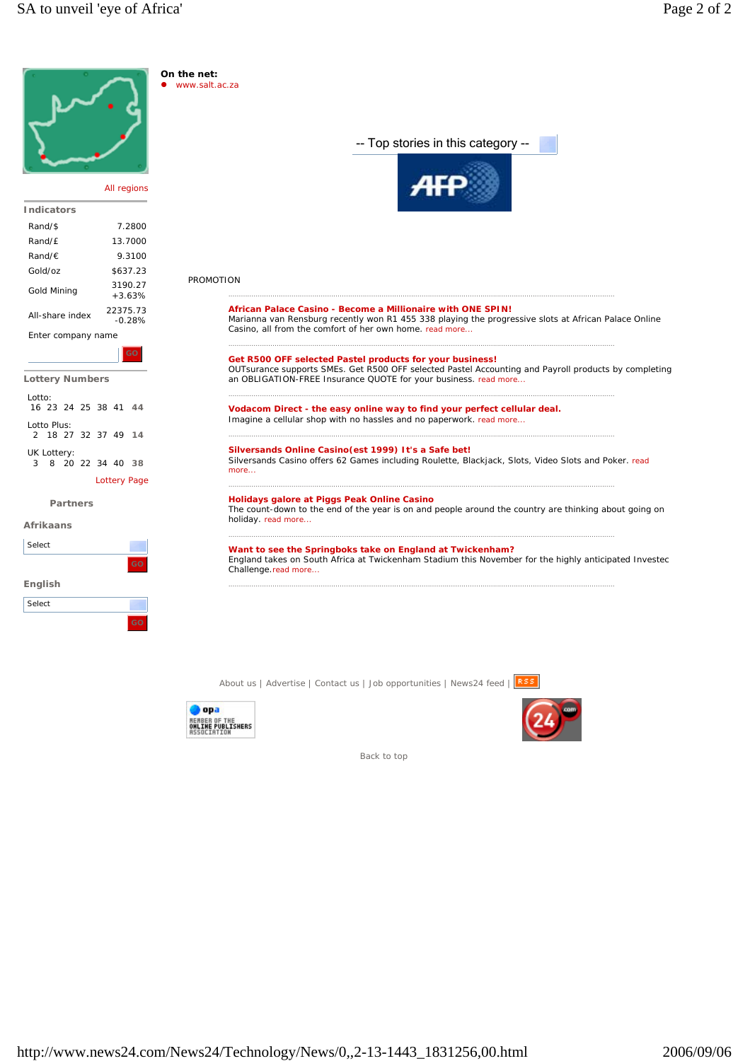**On the net:**

- www.salt.ac.za

-- Top stories in this category --

All regions

**Indicators**

| | |
|---|---|
| Rand/$ | 7.2800 |
| Rand/£ | 13.7000 |
| Rand/€ | 9.3100 |
| Gold/oz | $637.23 |
| Gold Mining | 3190.27 +3.63% |
| All-share index | 22375.73 -0.28% |

Enter company name

GO

**Lottery Numbers**

Lotto:
16 23 24 25 38 41 **44**

Lotto Plus:
2 18 27 32 37 49 **14**

UK Lottery:
3 8 20 22 34 40 **38**

Lottery Page

**Partners**

**Afrikaans**

Select

GO

**English**

Select

GO

PROMOTION

**African Palace Casino - Become a Millionaire with ONE SPIN!**
Marianna van Rensburg recently won R1 455 338 playing the progressive slots at African Palace Online Casino, all from the comfort of her own home. read more...

**Get R500 OFF selected Pastel products for your business!**
OUTsurance supports SMEs. Get R500 OFF selected Pastel Accounting and Payroll products by completing an OBLIGATION-FREE Insurance QUOTE for your business. read more...

**Vodacom Direct - the easy online way to find your perfect cellular deal.**
Imagine a cellular shop with no hassles and no paperwork. read more...

**Silversands Online Casino(est 1999) It's a Safe bet!**
Silversands Casino offers 62 Games including Roulette, Blackjack, Slots, Video Slots and Poker. read more...

**Holidays galore at Piggs Peak Online Casino**
The count-down to the end of the year is on and people around the country are thinking about going on holiday. read more...

**Want to see the Springboks take on England at Twickenham?**
England takes on South Africa at Twickenham Stadium this November for the highly anticipated Investec Challenge. read more...

About us | Advertise | Contact us | Job opportunities | News24 feed | RSS

opa MEMBER OF THE ONLINE PUBLISHERS ASSOCIATION

Back to top